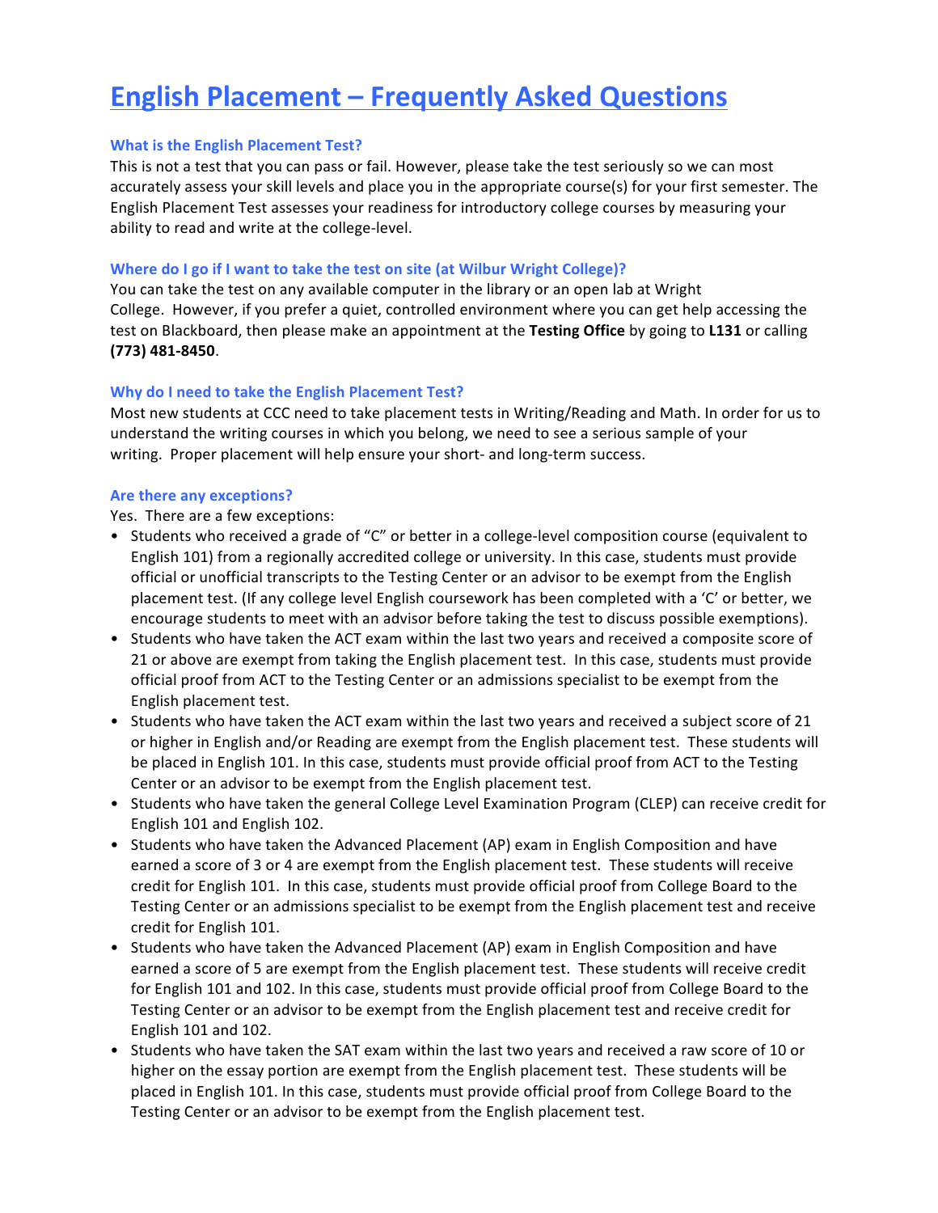# English Placement – Frequently Asked Questions

### What is the English Placement Test?

This is not a test that you can pass or fail. However, please take the test seriously so we can most accurately assess your skill levels and place you in the appropriate course(s) for your first semester. The English Placement Test assesses your readiness for introductory college courses by measuring your ability to read and write at the college-level.

### Where do I go if I want to take the test on site (at Wilbur Wright College)?

You can take the test on any available computer in the library or an open lab at Wright College. However, if you prefer a quiet, controlled environment where you can get help accessing the test on Blackboard, then please make an appointment at the **Testing Office** by going to **L131** or calling **(773) 481-8450**.

### Why do I need to take the English Placement Test?

Most new students at CCC need to take placement tests in Writing/Reading and Math. In order for us to understand the writing courses in which you belong, we need to see a serious sample of your writing. Proper placement will help ensure your short- and long-term success.

### Are there any exceptions?

Yes. There are a few exceptions:

- Students who received a grade of "C" or better in a college-level composition course (equivalent to English 101) from a regionally accredited college or university. In this case, students must provide official or unofficial transcripts to the Testing Center or an advisor to be exempt from the English placement test. (If any college level English coursework has been completed with a 'C' or better, we encourage students to meet with an advisor before taking the test to discuss possible exemptions).
- Students who have taken the ACT exam within the last two years and received a composite score of 21 or above are exempt from taking the English placement test. In this case, students must provide official proof from ACT to the Testing Center or an admissions specialist to be exempt from the English placement test.
- Students who have taken the ACT exam within the last two years and received a subject score of 21 or higher in English and/or Reading are exempt from the English placement test. These students will be placed in English 101. In this case, students must provide official proof from ACT to the Testing Center or an advisor to be exempt from the English placement test.
- Students who have taken the general College Level Examination Program (CLEP) can receive credit for English 101 and English 102.
- Students who have taken the Advanced Placement (AP) exam in English Composition and have earned a score of 3 or 4 are exempt from the English placement test. These students will receive credit for English 101. In this case, students must provide official proof from College Board to the Testing Center or an admissions specialist to be exempt from the English placement test and receive credit for English 101.
- Students who have taken the Advanced Placement (AP) exam in English Composition and have earned a score of 5 are exempt from the English placement test. These students will receive credit for English 101 and 102. In this case, students must provide official proof from College Board to the Testing Center or an advisor to be exempt from the English placement test and receive credit for English 101 and 102.
- Students who have taken the SAT exam within the last two years and received a raw score of 10 or higher on the essay portion are exempt from the English placement test. These students will be placed in English 101. In this case, students must provide official proof from College Board to the Testing Center or an advisor to be exempt from the English placement test.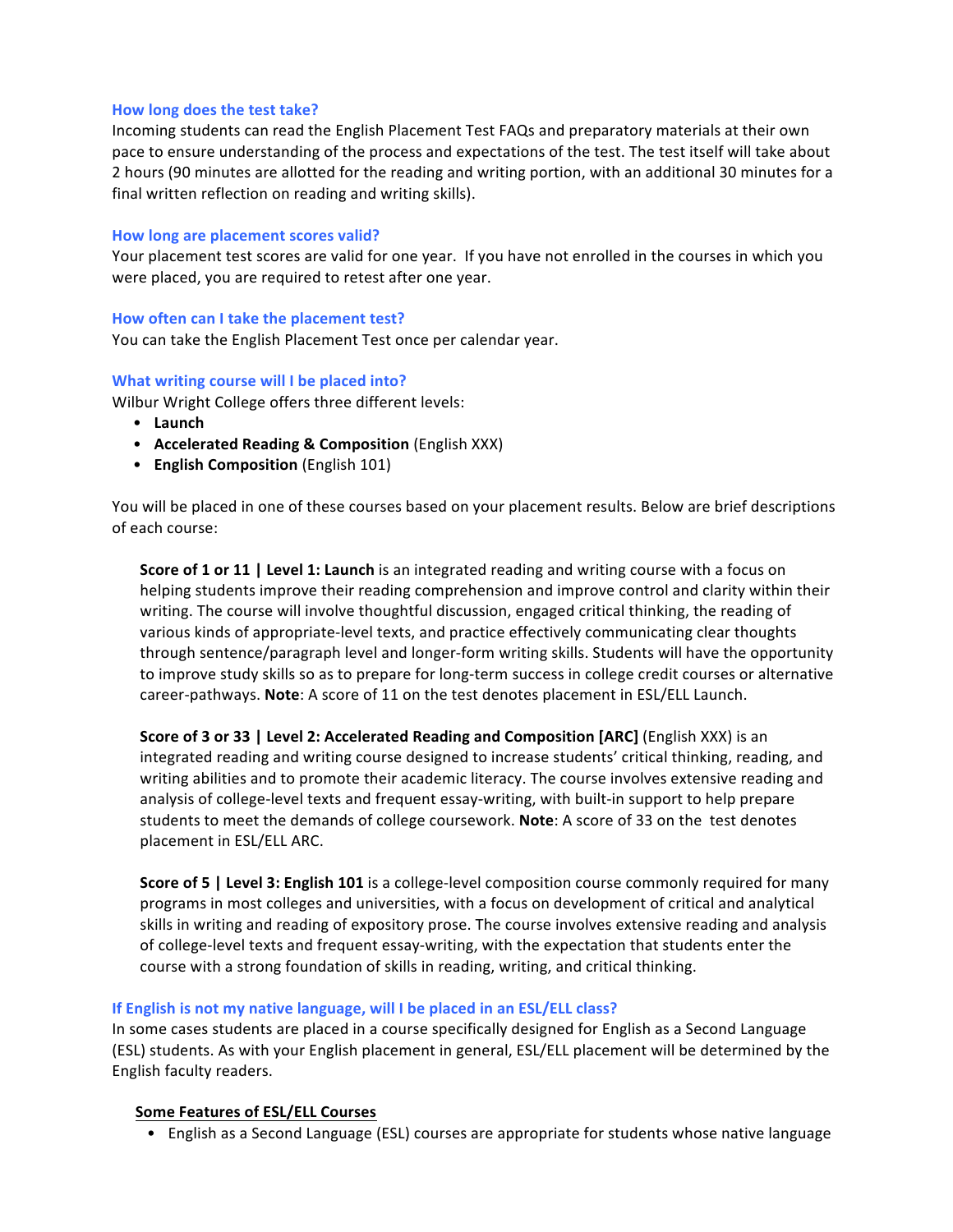### How long does the test take?

Incoming students can read the English Placement Test FAQs and preparatory materials at their own pace to ensure understanding of the process and expectations of the test. The test itself will take about 2 hours (90 minutes are allotted for the reading and writing portion, with an additional 30 minutes for a final written reflection on reading and writing skills).

### How long are placement scores valid?

Your placement test scores are valid for one year. If you have not enrolled in the courses in which you were placed, you are required to retest after one year.

### How often can I take the placement test?

You can take the English Placement Test once per calendar year.

### What writing course will I be placed into?

Wilbur Wright College offers three different levels:

- **Launch**
- **Accelerated Reading & Composition** (English XXX)
- **English Composition** (English 101)

You will be placed in one of these courses based on your placement results. Below are brief descriptions of each course:

> **Score of 1 or 11 | Level 1: Launch** is an integrated reading and writing course with a focus on helping students improve their reading comprehension and improve control and clarity within their writing. The course will involve thoughtful discussion, engaged critical thinking, the reading of various kinds of appropriate-level texts, and practice effectively communicating clear thoughts through sentence/paragraph level and longer-form writing skills. Students will have the opportunity to improve study skills so as to prepare for long-term success in college credit courses or alternative career-pathways. **Note**: A score of 11 on the test denotes placement in ESL/ELL Launch.
>
> **Score of 3 or 33 | Level 2: Accelerated Reading and Composition [ARC]** (English XXX) is an integrated reading and writing course designed to increase students' critical thinking, reading, and writing abilities and to promote their academic literacy. The course involves extensive reading and analysis of college-level texts and frequent essay-writing, with built-in support to help prepare students to meet the demands of college coursework. **Note**: A score of 33 on the test denotes placement in ESL/ELL ARC.
>
> **Score of 5 | Level 3: English 101** is a college-level composition course commonly required for many programs in most colleges and universities, with a focus on development of critical and analytical skills in writing and reading of expository prose. The course involves extensive reading and analysis of college-level texts and frequent essay-writing, with the expectation that students enter the course with a strong foundation of skills in reading, writing, and critical thinking.

### If English is not my native language, will I be placed in an ESL/ELL class?

In some cases students are placed in a course specifically designed for English as a Second Language (ESL) students. As with your English placement in general, ESL/ELL placement will be determined by the English faculty readers.

#### Some Features of ESL/ELL Courses

- English as a Second Language (ESL) courses are appropriate for students whose native language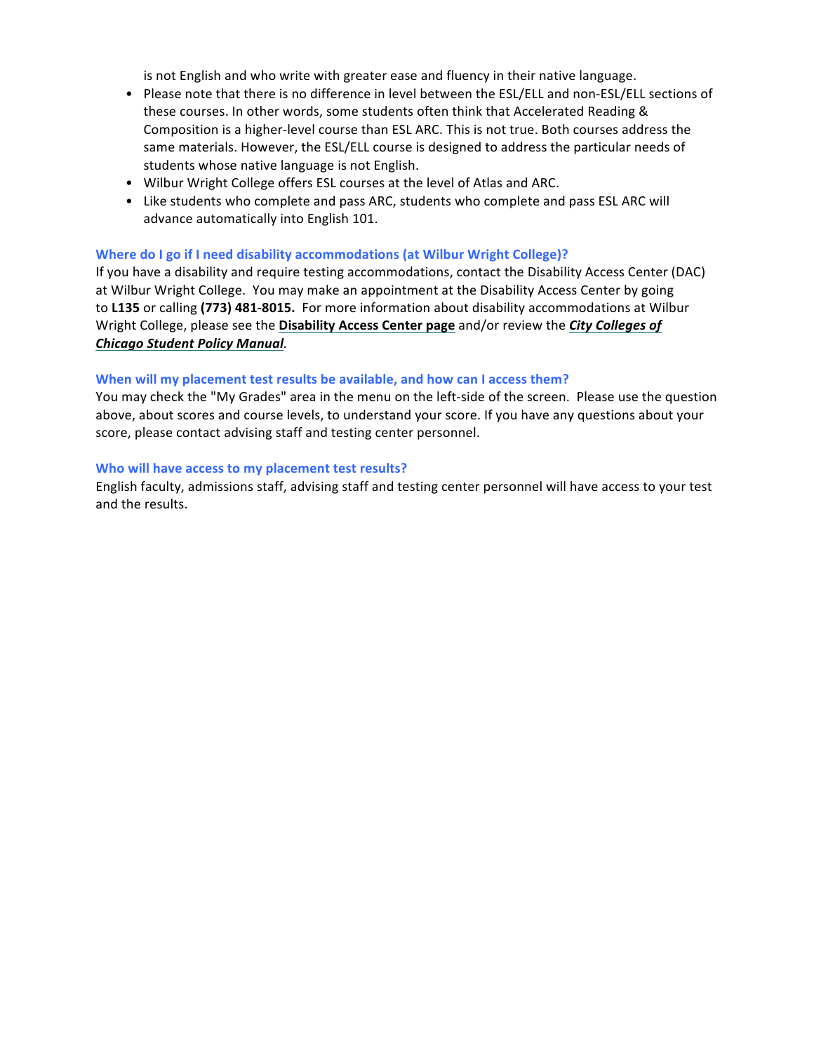is not English and who write with greater ease and fluency in their native language.

- Please note that there is no difference in level between the ESL/ELL and non-ESL/ELL sections of these courses. In other words, some students often think that Accelerated Reading & Composition is a higher-level course than ESL ARC. This is not true. Both courses address the same materials. However, the ESL/ELL course is designed to address the particular needs of students whose native language is not English.
- Wilbur Wright College offers ESL courses at the level of Atlas and ARC.
- Like students who complete and pass ARC, students who complete and pass ESL ARC will advance automatically into English 101.

### Where do I go if I need disability accommodations (at Wilbur Wright College)?

If you have a disability and require testing accommodations, contact the Disability Access Center (DAC) at Wilbur Wright College. You may make an appointment at the Disability Access Center by going to **L135** or calling **(773) 481-8015.** For more information about disability accommodations at Wilbur Wright College, please see the **Disability Access Center page** and/or review the ***City Colleges of Chicago Student Policy Manual***.

### When will my placement test results be available, and how can I access them?

You may check the "My Grades" area in the menu on the left-side of the screen. Please use the question above, about scores and course levels, to understand your score. If you have any questions about your score, please contact advising staff and testing center personnel.

### Who will have access to my placement test results?

English faculty, admissions staff, advising staff and testing center personnel will have access to your test and the results.